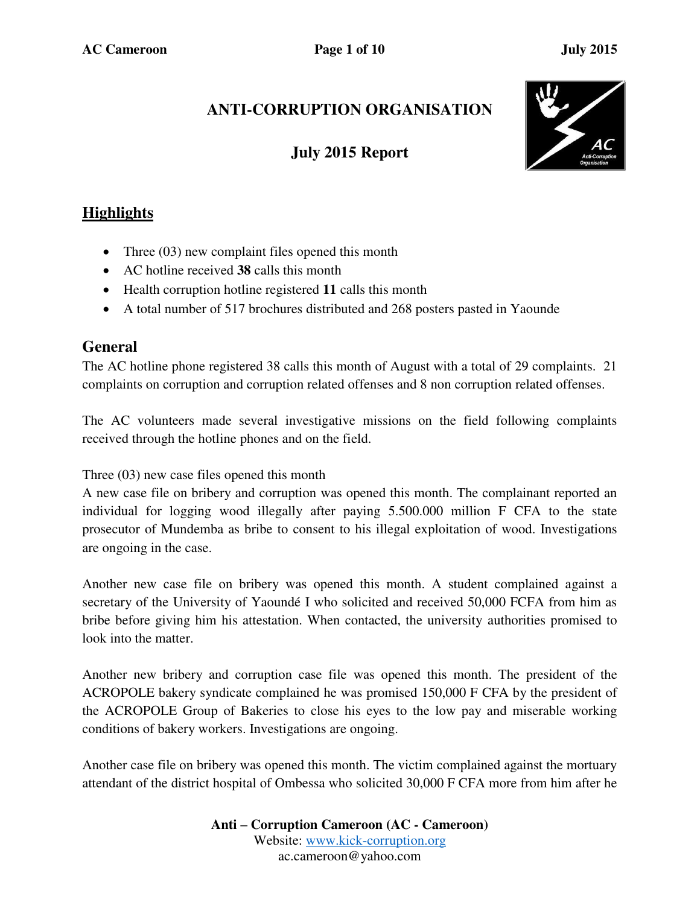# ANTI-CORRUPTION ORGANISATION

## July 2015 Report

## Highlights

- Three (03) new complaint files opened this month
- AC hotline received **38** calls this month
- Health corruption hotline registered **11** calls this month
- A total number of 517 brochures distributed and 268 posters pasted in Yaounde

## General

The AC hotline phone registered 38 calls this month of August with a total of 29 complaints. 21 complaints on corruption and corruption related offenses and 8 non corruption related offenses.

The AC volunteers made several investigative missions on the field following complaints received through the hotline phones and on the field.

Three (03) new case files opened this month

A new case file on bribery and corruption was opened this month. The complainant reported an individual for logging wood illegally after paying 5.500.000 million F CFA to the state prosecutor of Mundemba as bribe to consent to his illegal exploitation of wood. Investigations are ongoing in the case.

Another new case file on bribery was opened this month. A student complained against a secretary of the University of Yaoundé I who solicited and received 50,000 FCFA from him as bribe before giving him his attestation. When contacted, the university authorities promised to look into the matter.

Another new bribery and corruption case file was opened this month. The president of the ACROPOLE bakery syndicate complained he was promised 150,000 F CFA by the president of the ACROPOLE Group of Bakeries to close his eyes to the low pay and miserable working conditions of bakery workers. Investigations are ongoing.

Another case file on bribery was opened this month. The victim complained against the mortuary attendant of the district hospital of Ombessa who solicited 30,000 F CFA more from him after he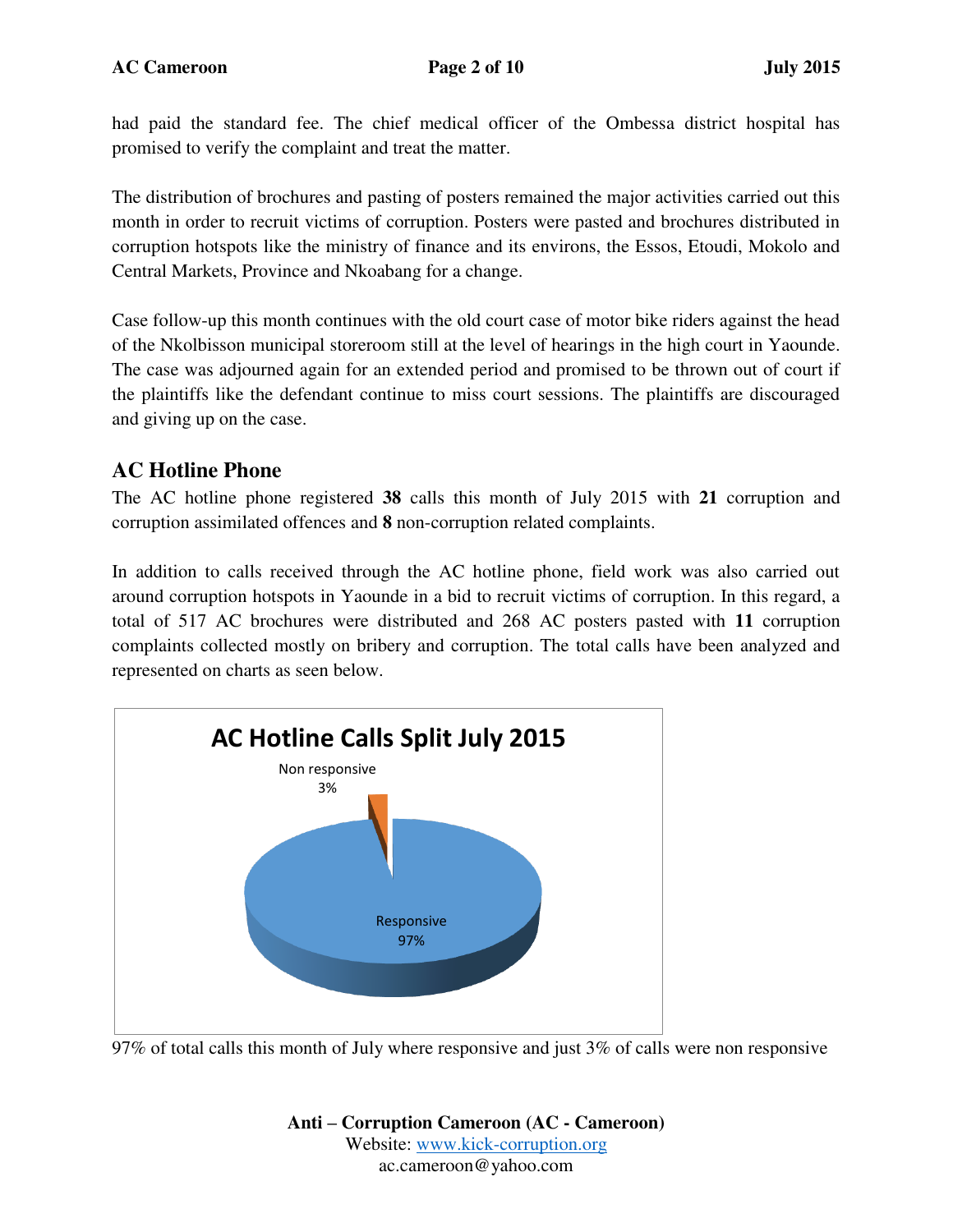had paid the standard fee. The chief medical officer of the Ombessa district hospital has promised to verify the complaint and treat the matter.

The distribution of brochures and pasting of posters remained the major activities carried out this month in order to recruit victims of corruption. Posters were pasted and brochures distributed in corruption hotspots like the ministry of finance and its environs, the Essos, Etoudi, Mokolo and Central Markets, Province and Nkoabang for a change.

Case follow-up this month continues with the old court case of motor bike riders against the head of the Nkolbisson municipal storeroom still at the level of hearings in the high court in Yaounde. The case was adjourned again for an extended period and promised to be thrown out of court if the plaintiffs like the defendant continue to miss court sessions. The plaintiffs are discouraged and giving up on the case.

## AC Hotline Phone

The AC hotline phone registered **38** calls this month of July 2015 with **21** corruption and corruption assimilated offences and **8** non-corruption related complaints.

In addition to calls received through the AC hotline phone, field work was also carried out around corruption hotspots in Yaounde in a bid to recruit victims of corruption. In this regard, a total of 517 AC brochures were distributed and 268 AC posters pasted with **11** corruption complaints collected mostly on bribery and corruption. The total calls have been analyzed and represented on charts as seen below.

**AC Hotline Calls Split July 2015**

- Non responsive 3%
- Responsive 97%

97% of total calls this month of July where responsive and just 3% of calls were non responsive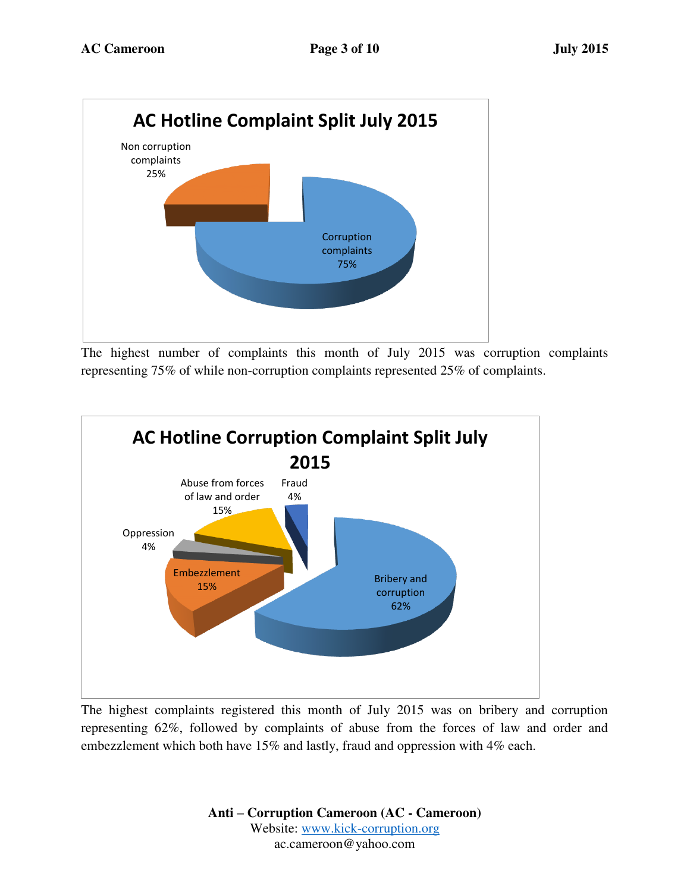**AC Hotline Complaint Split July 2015**

Non corruption complaints 25%

Corruption complaints 75%

The highest number of complaints this month of July 2015 was corruption complaints representing 75% of while non-corruption complaints represented 25% of complaints.

**AC Hotline Corruption Complaint Split July 2015**

Abuse from forces of law and order 15%

Fraud 4%

Oppression 4%

Embezzlement 15%

Bribery and corruption 62%

The highest complaints registered this month of July 2015 was on bribery and corruption representing 62%, followed by complaints of abuse from the forces of law and order and embezzlement which both have 15% and lastly, fraud and oppression with 4% each.

**Anti – Corruption Cameroon (AC - Cameroon)**
Website: www.kick-corruption.org
ac.cameroon@yahoo.com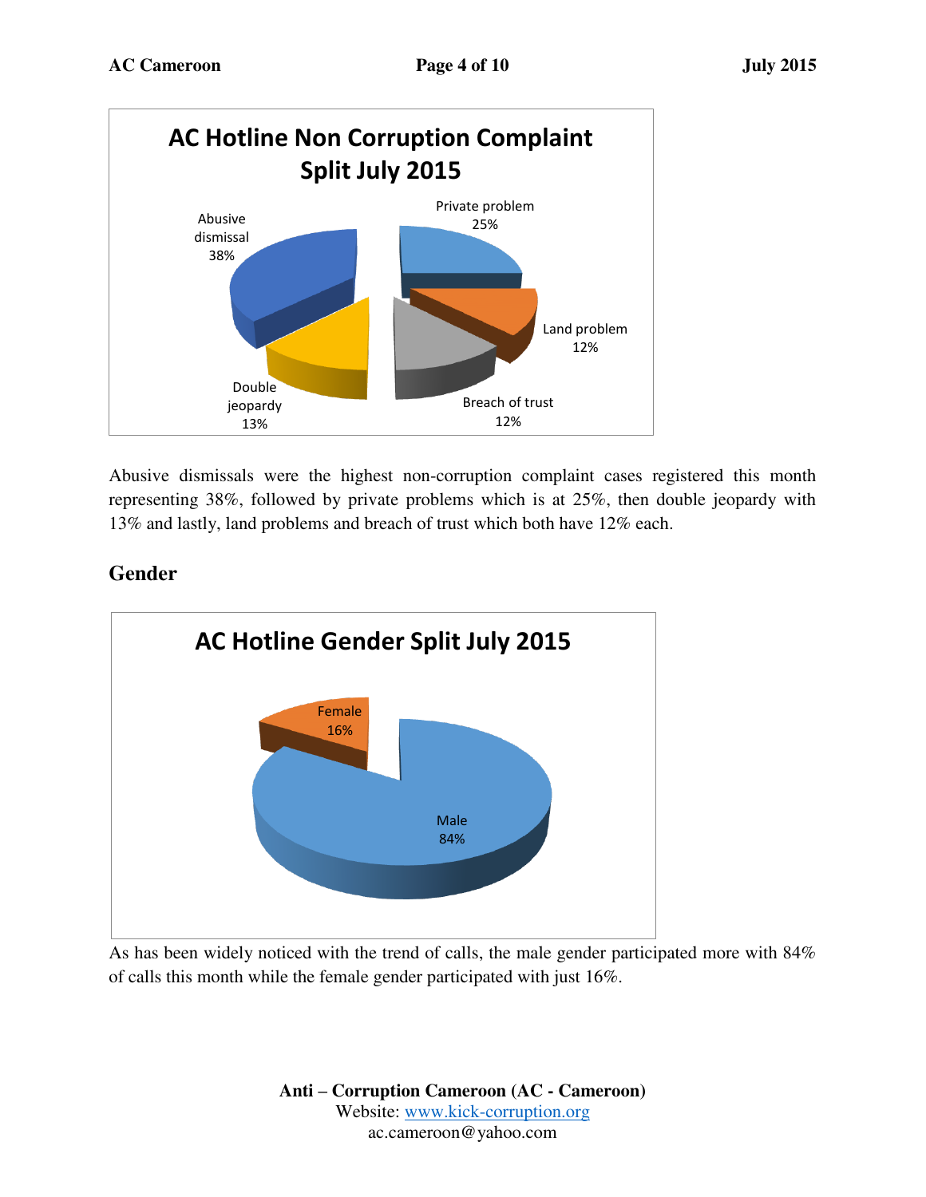**AC Hotline Non Corruption Complaint Split July 2015**

| Category | Percentage |
|---|---|
| Abusive dismissal | 38% |
| Private problem | 25% |
| Land problem | 12% |
| Breach of trust | 12% |
| Double jeopardy | 13% |

Abusive dismissals were the highest non-corruption complaint cases registered this month representing 38%, followed by private problems which is at 25%, then double jeopardy with 13% and lastly, land problems and breach of trust which both have 12% each.

## Gender

**AC Hotline Gender Split July 2015**

| Gender | Percentage |
|---|---|
| Female | 16% |
| Male | 84% |

As has been widely noticed with the trend of calls, the male gender participated more with 84% of calls this month while the female gender participated with just 16%.

**Anti – Corruption Cameroon (AC - Cameroon)**
Website: www.kick-corruption.org
ac.cameroon@yahoo.com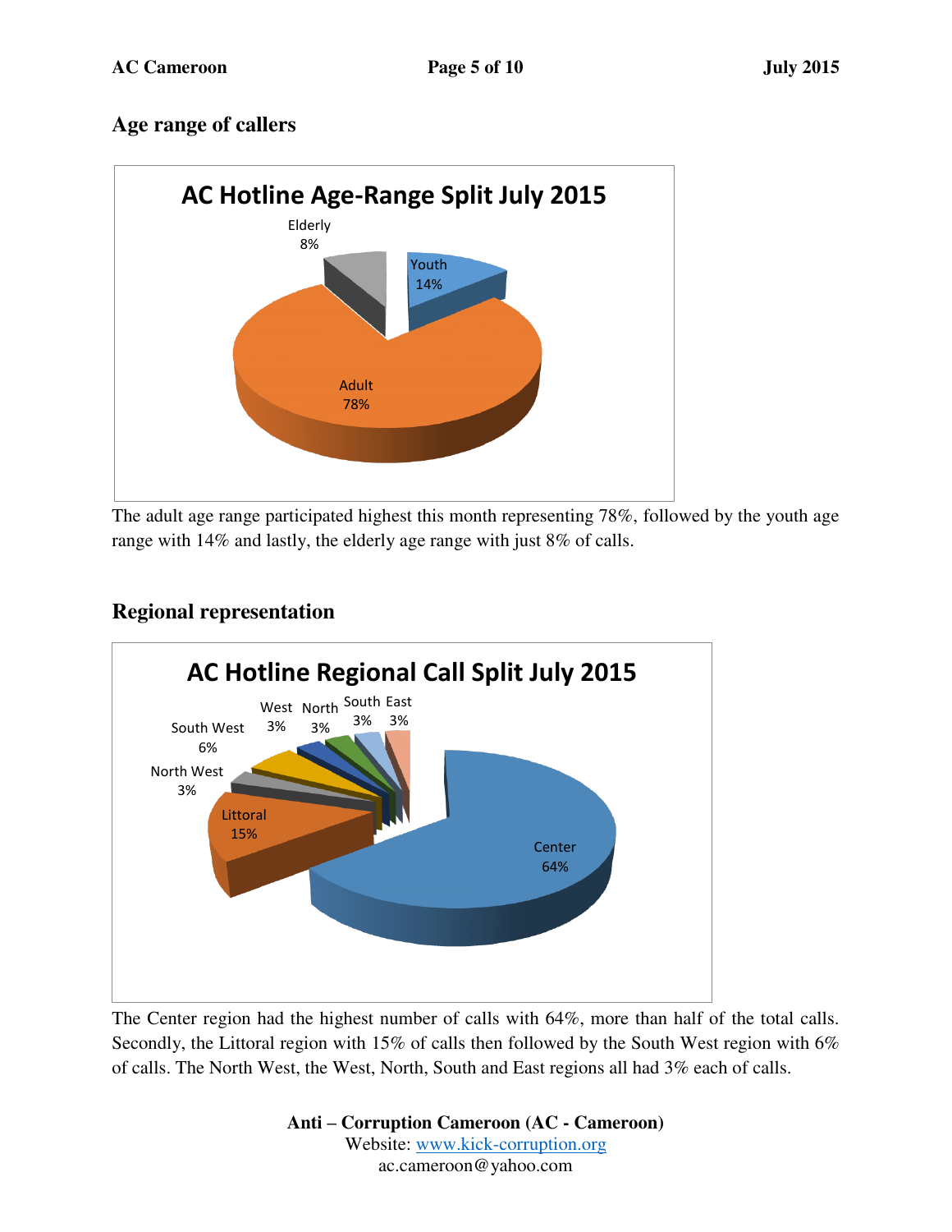## Age range of callers

**AC Hotline Age-Range Split July 2015**

| Age range | Percentage |
|---|---|
| Adult | 78% |
| Youth | 14% |
| Elderly | 8% |

The adult age range participated highest this month representing 78%, followed by the youth age range with 14% and lastly, the elderly age range with just 8% of calls.

## Regional representation

**AC Hotline Regional Call Split July 2015**

| Region | Percentage |
|---|---|
| Center | 64% |
| Littoral | 15% |
| North West | 3% |
| South West | 6% |
| West | 3% |
| North | 3% |
| South | 3% |
| East | 3% |

The Center region had the highest number of calls with 64%, more than half of the total calls. Secondly, the Littoral region with 15% of calls then followed by the South West region with 6% of calls. The North West, the West, North, South and East regions all had 3% each of calls.

**Anti – Corruption Cameroon (AC - Cameroon)**
Website: www.kick-corruption.org
ac.cameroon@yahoo.com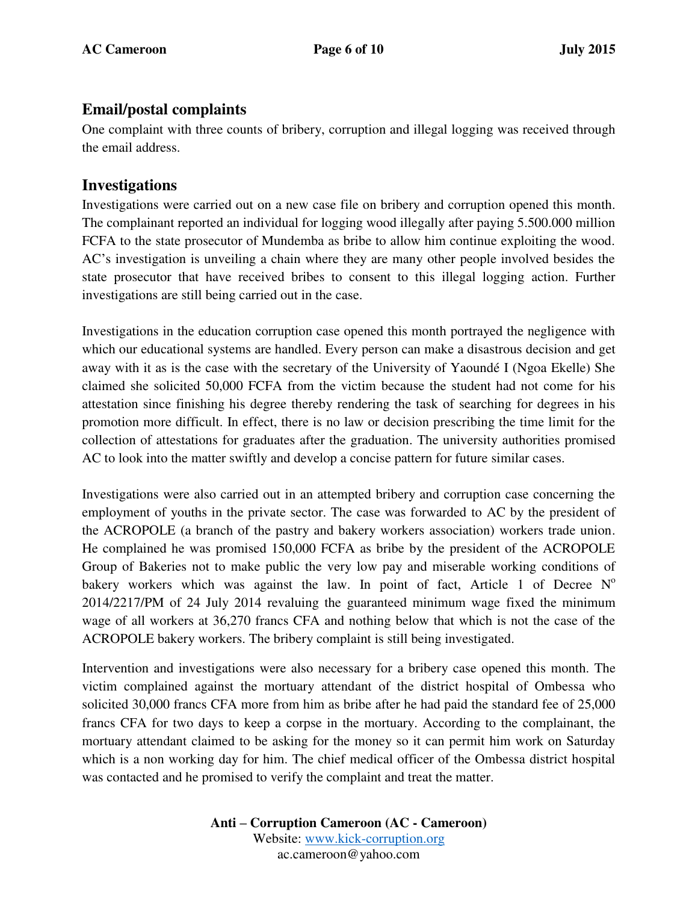## Email/postal complaints

One complaint with three counts of bribery, corruption and illegal logging was received through the email address.

## Investigations

Investigations were carried out on a new case file on bribery and corruption opened this month. The complainant reported an individual for logging wood illegally after paying 5.500.000 million FCFA to the state prosecutor of Mundemba as bribe to allow him continue exploiting the wood. AC's investigation is unveiling a chain where they are many other people involved besides the state prosecutor that have received bribes to consent to this illegal logging action. Further investigations are still being carried out in the case.

Investigations in the education corruption case opened this month portrayed the negligence with which our educational systems are handled. Every person can make a disastrous decision and get away with it as is the case with the secretary of the University of Yaoundé I (Ngoa Ekelle) She claimed she solicited 50,000 FCFA from the victim because the student had not come for his attestation since finishing his degree thereby rendering the task of searching for degrees in his promotion more difficult. In effect, there is no law or decision prescribing the time limit for the collection of attestations for graduates after the graduation. The university authorities promised AC to look into the matter swiftly and develop a concise pattern for future similar cases.

Investigations were also carried out in an attempted bribery and corruption case concerning the employment of youths in the private sector. The case was forwarded to AC by the president of the ACROPOLE (a branch of the pastry and bakery workers association) workers trade union. He complained he was promised 150,000 FCFA as bribe by the president of the ACROPOLE Group of Bakeries not to make public the very low pay and miserable working conditions of bakery workers which was against the law. In point of fact, Article 1 of Decree N° 2014/2217/PM of 24 July 2014 revaluing the guaranteed minimum wage fixed the minimum wage of all workers at 36,270 francs CFA and nothing below that which is not the case of the ACROPOLE bakery workers. The bribery complaint is still being investigated.

Intervention and investigations were also necessary for a bribery case opened this month. The victim complained against the mortuary attendant of the district hospital of Ombessa who solicited 30,000 francs CFA more from him as bribe after he had paid the standard fee of 25,000 francs CFA for two days to keep a corpse in the mortuary. According to the complainant, the mortuary attendant claimed to be asking for the money so it can permit him work on Saturday which is a non working day for him. The chief medical officer of the Ombessa district hospital was contacted and he promised to verify the complaint and treat the matter.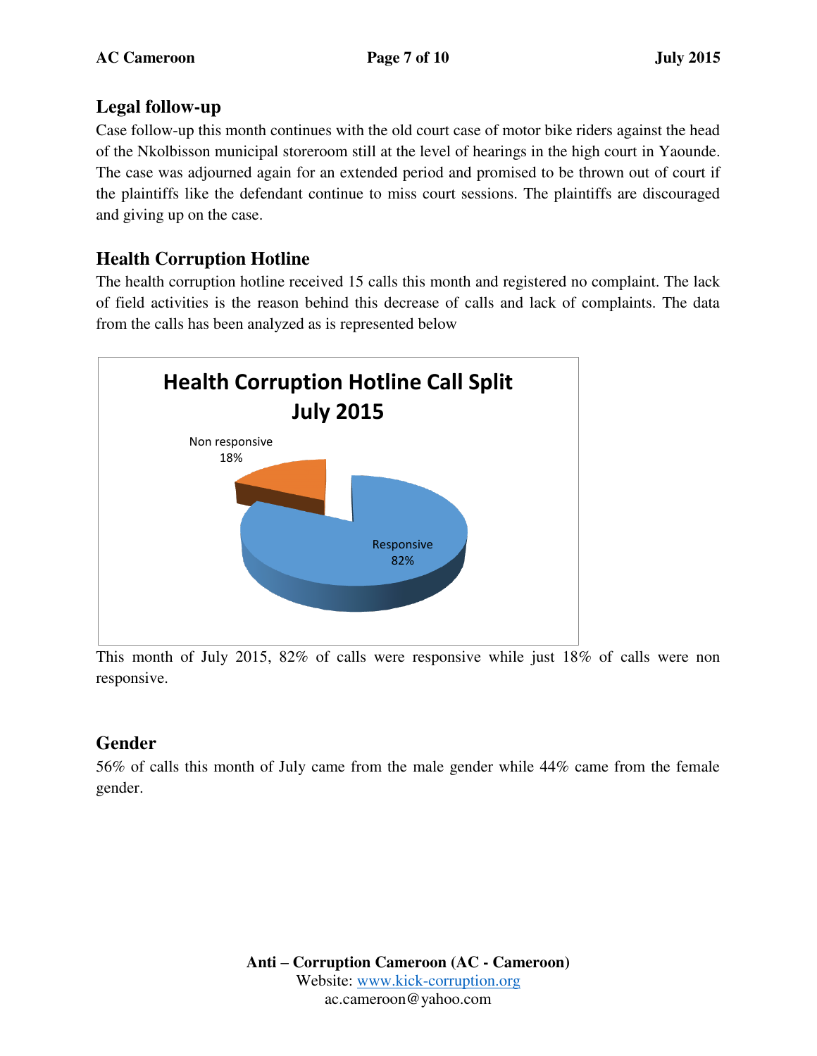## Legal follow-up

Case follow-up this month continues with the old court case of motor bike riders against the head of the Nkolbisson municipal storeroom still at the level of hearings in the high court in Yaounde. The case was adjourned again for an extended period and promised to be thrown out of court if the plaintiffs like the defendant continue to miss court sessions. The plaintiffs are discouraged and giving up on the case.

## Health Corruption Hotline

The health corruption hotline received 15 calls this month and registered no complaint. The lack of field activities is the reason behind this decrease of calls and lack of complaints. The data from the calls has been analyzed as is represented below

**Health Corruption Hotline Call Split July 2015**

| Category | Percentage |
| --- | --- |
| Non responsive | 18% |
| Responsive | 82% |

This month of July 2015, 82% of calls were responsive while just 18% of calls were non responsive.

## Gender

56% of calls this month of July came from the male gender while 44% came from the female gender.

**Anti – Corruption Cameroon (AC - Cameroon)**
Website: www.kick-corruption.org
ac.cameroon@yahoo.com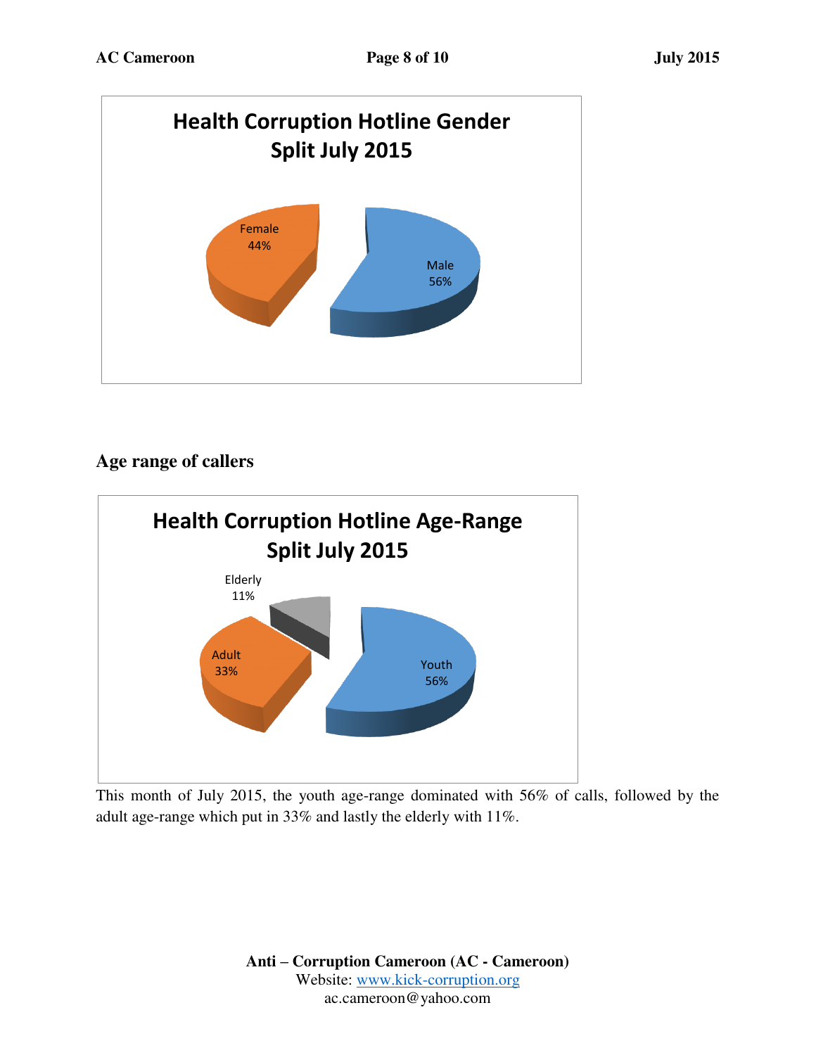**Health Corruption Hotline Gender Split July 2015**

Female 44%

Male 56%

## Age range of callers

**Health Corruption Hotline Age-Range Split July 2015**

Elderly 11%

Adult 33%

Youth 56%

This month of July 2015, the youth age-range dominated with 56% of calls, followed by the adult age-range which put in 33% and lastly the elderly with 11%.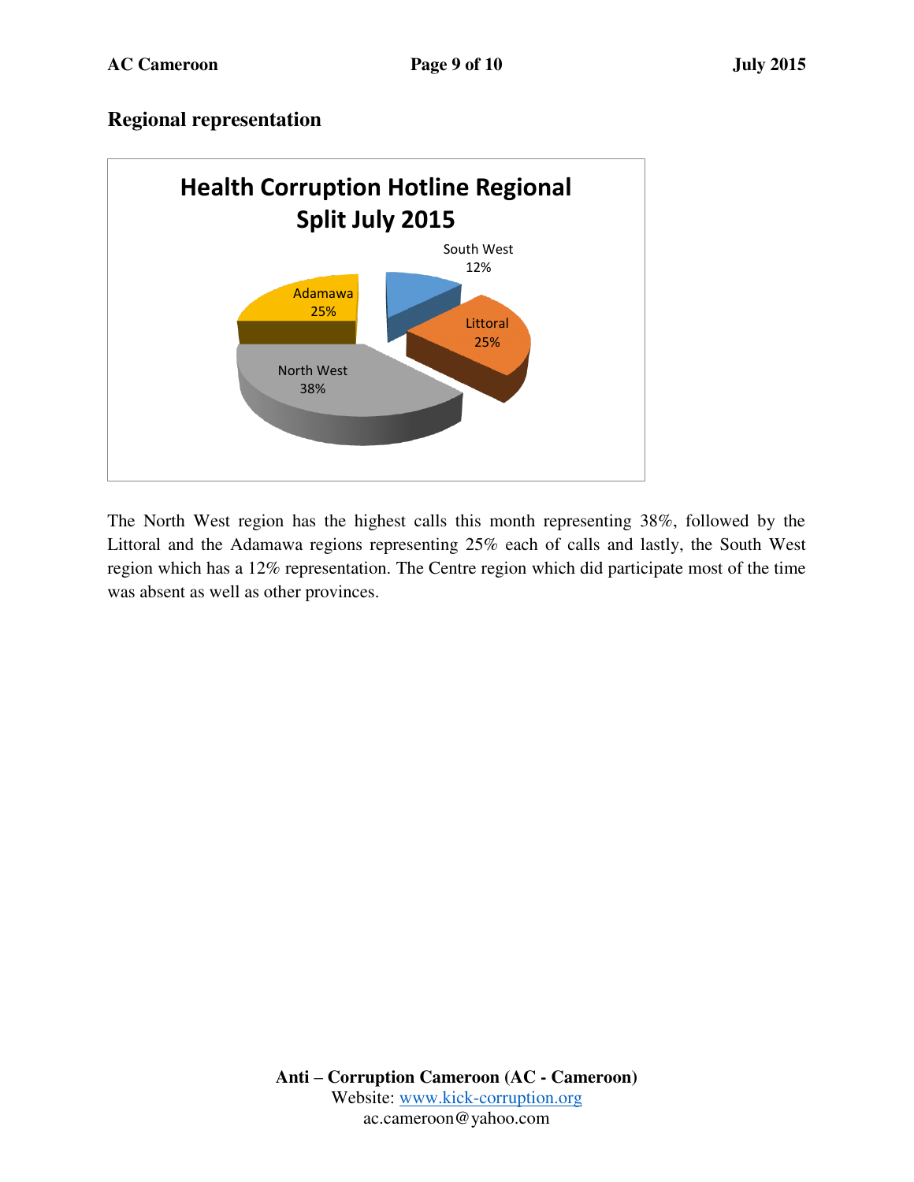## Regional representation

**Health Corruption Hotline Regional Split July 2015**

South West 12%

Littoral 25%

Adamawa 25%

North West 38%

The North West region has the highest calls this month representing 38%, followed by the Littoral and the Adamawa regions representing 25% each of calls and lastly, the South West region which has a 12% representation. The Centre region which did participate most of the time was absent as well as other provinces.

**Anti – Corruption Cameroon (AC - Cameroon)**
Website: www.kick-corruption.org
ac.cameroon@yahoo.com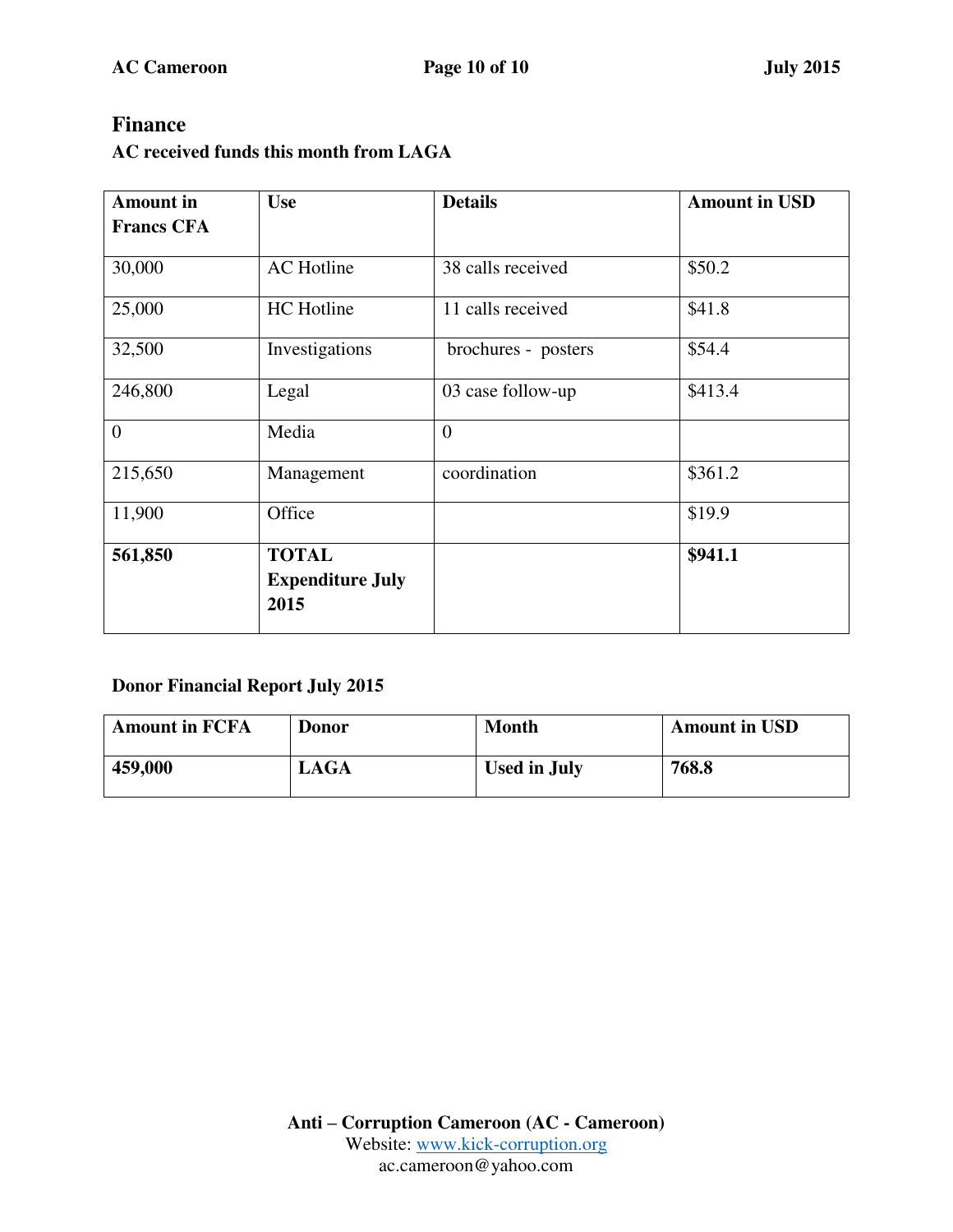## Finance

**AC received funds this month from LAGA**

| Amount in Francs CFA | Use | Details | Amount in USD |
|---|---|---|---|
| 30,000 | AC Hotline | 38 calls received | $50.2 |
| 25,000 | HC Hotline | 11 calls received | $41.8 |
| 32,500 | Investigations | brochures - posters | $54.4 |
| 246,800 | Legal | 03 case follow-up | $413.4 |
| 0 | Media | 0 | |
| 215,650 | Management | coordination | $361.2 |
| 11,900 | Office | | $19.9 |
| **561,850** | **TOTAL Expenditure July 2015** | | **$941.1** |

**Donor Financial Report July 2015**

| Amount in FCFA | Donor | Month | Amount in USD |
|---|---|---|---|
| **459,000** | **LAGA** | **Used in July** | **768.8** |

**Anti – Corruption Cameroon (AC - Cameroon)**
Website: www.kick-corruption.org
ac.cameroon@yahoo.com